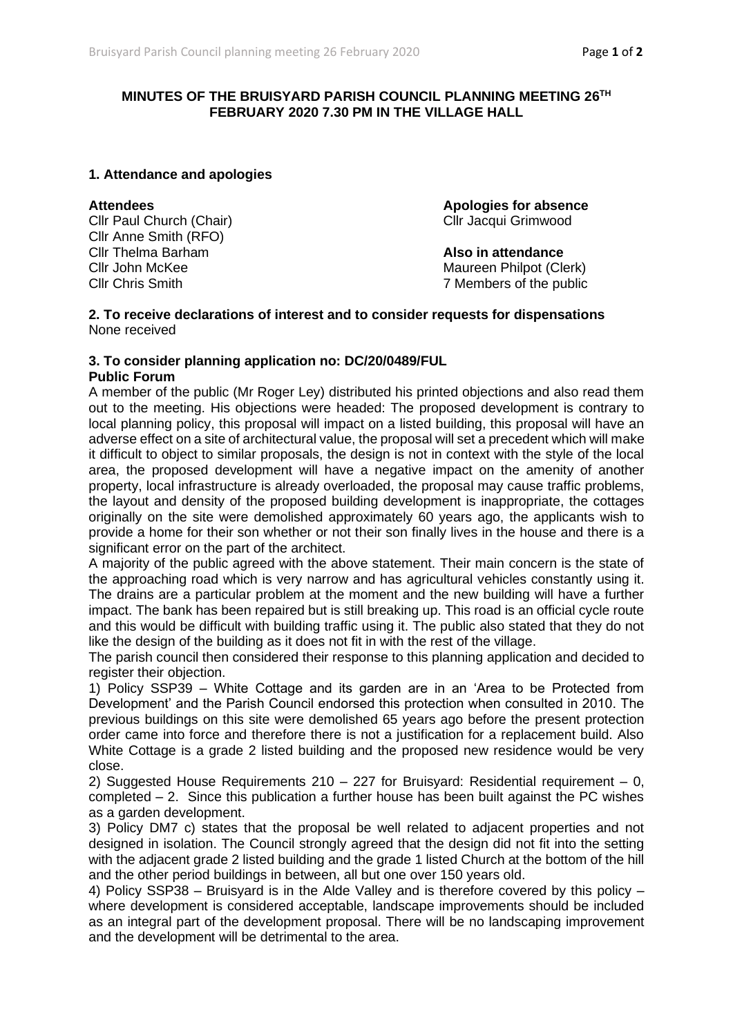# MINUTES OF THE BRUISYARD PARISH COUNCIL PLANNING MEETING 26TH FEBRUARY 2020 7.30 PM IN THE VILLAGE HALL

## 1. Attendance and apologies

**Attendees**
Cllr Paul Church (Chair)
Cllr Anne Smith (RFO)
Cllr Thelma Barham
Cllr John McKee
Cllr Chris Smith

**Apologies for absence**
Cllr Jacqui Grimwood

**Also in attendance**
Maureen Philpot (Clerk)
7 Members of the public

## 2. To receive declarations of interest and to consider requests for dispensations

None received

## 3. To consider planning application no: DC/20/0489/FUL

**Public Forum**

A member of the public (Mr Roger Ley) distributed his printed objections and also read them out to the meeting. His objections were headed: The proposed development is contrary to local planning policy, this proposal will impact on a listed building, this proposal will have an adverse effect on a site of architectural value, the proposal will set a precedent which will make it difficult to object to similar proposals, the design is not in context with the style of the local area, the proposed development will have a negative impact on the amenity of another property, local infrastructure is already overloaded, the proposal may cause traffic problems, the layout and density of the proposed building development is inappropriate, the cottages originally on the site were demolished approximately 60 years ago, the applicants wish to provide a home for their son whether or not their son finally lives in the house and there is a significant error on the part of the architect.

A majority of the public agreed with the above statement. Their main concern is the state of the approaching road which is very narrow and has agricultural vehicles constantly using it. The drains are a particular problem at the moment and the new building will have a further impact. The bank has been repaired but is still breaking up. This road is an official cycle route and this would be difficult with building traffic using it. The public also stated that they do not like the design of the building as it does not fit in with the rest of the village.

The parish council then considered their response to this planning application and decided to register their objection.

1) Policy SSP39 – White Cottage and its garden are in an 'Area to be Protected from Development' and the Parish Council endorsed this protection when consulted in 2010. The previous buildings on this site were demolished 65 years ago before the present protection order came into force and therefore there is not a justification for a replacement build. Also White Cottage is a grade 2 listed building and the proposed new residence would be very close.

2) Suggested House Requirements 210 – 227 for Bruisyard: Residential requirement – 0, completed – 2. Since this publication a further house has been built against the PC wishes as a garden development.

3) Policy DM7 c) states that the proposal be well related to adjacent properties and not designed in isolation. The Council strongly agreed that the design did not fit into the setting with the adjacent grade 2 listed building and the grade 1 listed Church at the bottom of the hill and the other period buildings in between, all but one over 150 years old.

4) Policy SSP38 – Bruisyard is in the Alde Valley and is therefore covered by this policy – where development is considered acceptable, landscape improvements should be included as an integral part of the development proposal. There will be no landscaping improvement and the development will be detrimental to the area.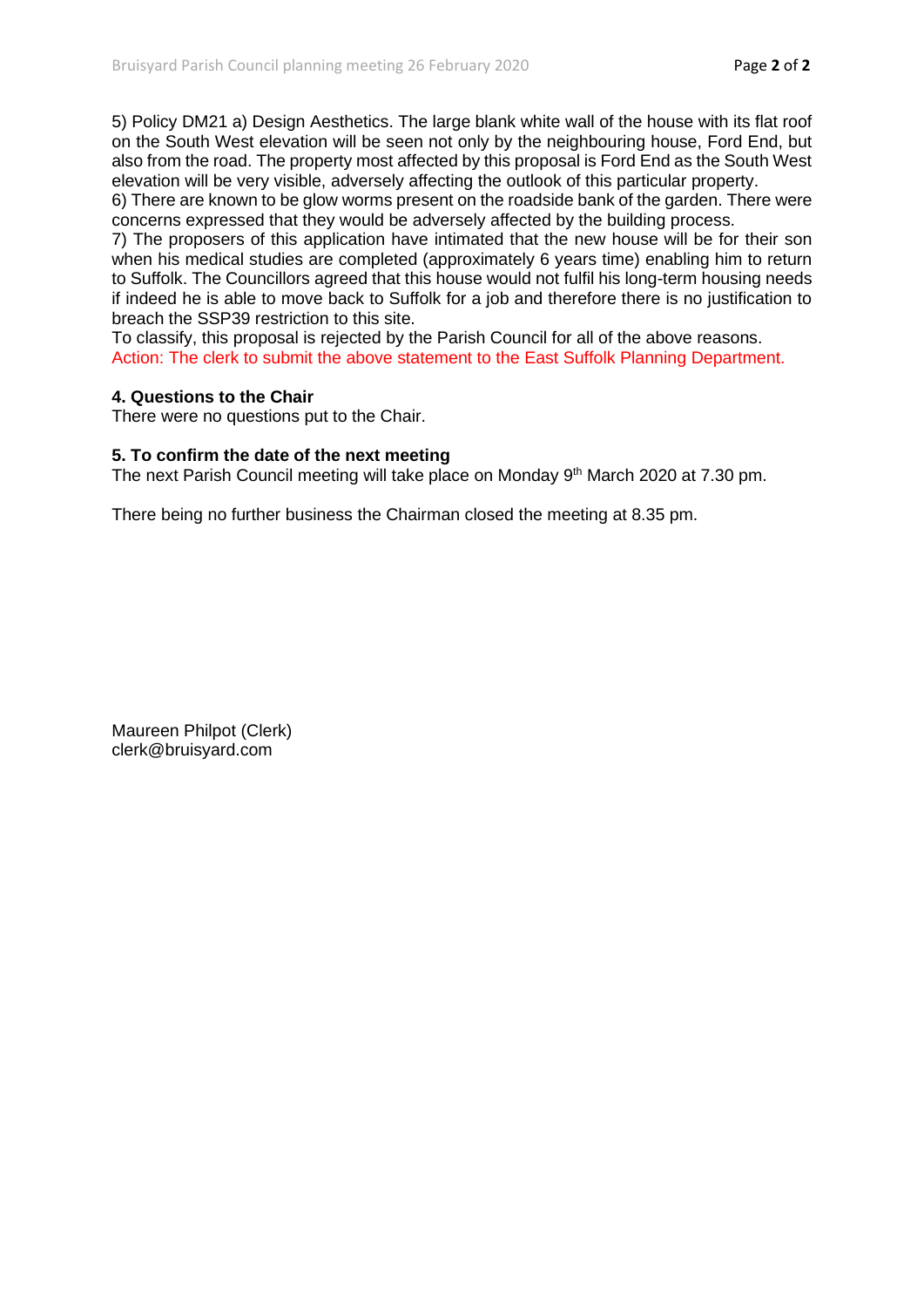5) Policy DM21 a) Design Aesthetics. The large blank white wall of the house with its flat roof on the South West elevation will be seen not only by the neighbouring house, Ford End, but also from the road. The property most affected by this proposal is Ford End as the South West elevation will be very visible, adversely affecting the outlook of this particular property.
6) There are known to be glow worms present on the roadside bank of the garden. There were concerns expressed that they would be adversely affected by the building process.
7) The proposers of this application have intimated that the new house will be for their son when his medical studies are completed (approximately 6 years time) enabling him to return to Suffolk. The Councillors agreed that this house would not fulfil his long-term housing needs if indeed he is able to move back to Suffolk for a job and therefore there is no justification to breach the SSP39 restriction to this site.
To classify, this proposal is rejected by the Parish Council for all of the above reasons.
Action: The clerk to submit the above statement to the East Suffolk Planning Department.

**4. Questions to the Chair**
There were no questions put to the Chair.

**5. To confirm the date of the next meeting**
The next Parish Council meeting will take place on Monday 9th March 2020 at 7.30 pm.

There being no further business the Chairman closed the meeting at 8.35 pm.

Maureen Philpot (Clerk)
clerk@bruisyard.com